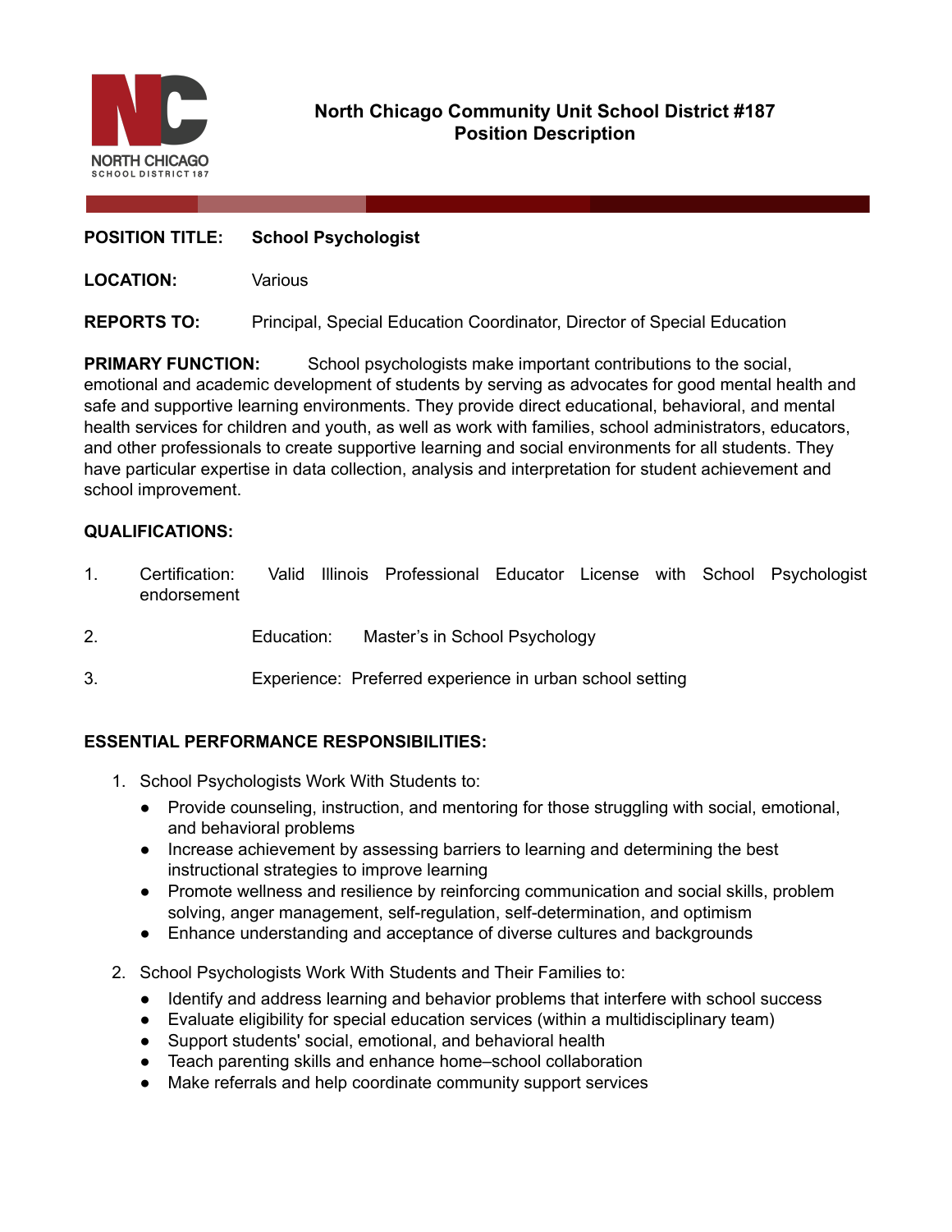NORTH CHICAGO
SCHOOL DISTRICT 187

# North Chicago Community Unit School District #187
## Position Description

**POSITION TITLE:** **School Psychologist**

**LOCATION:** Various

**REPORTS TO:** Principal, Special Education Coordinator, Director of Special Education

**PRIMARY FUNCTION:** School psychologists make important contributions to the social, emotional and academic development of students by serving as advocates for good mental health and safe and supportive learning environments. They provide direct educational, behavioral, and mental health services for children and youth, as well as work with families, school administrators, educators, and other professionals to create supportive learning and social environments for all students. They have particular expertise in data collection, analysis and interpretation for student achievement and school improvement.

**QUALIFICATIONS:**

1. Certification: Valid Illinois Professional Educator License with School Psychologist endorsement
2. Education: Master's in School Psychology
3. Experience: Preferred experience in urban school setting

**ESSENTIAL PERFORMANCE RESPONSIBILITIES:**

1. School Psychologists Work With Students to:
   - Provide counseling, instruction, and mentoring for those struggling with social, emotional, and behavioral problems
   - Increase achievement by assessing barriers to learning and determining the best instructional strategies to improve learning
   - Promote wellness and resilience by reinforcing communication and social skills, problem solving, anger management, self-regulation, self-determination, and optimism
   - Enhance understanding and acceptance of diverse cultures and backgrounds
2. School Psychologists Work With Students and Their Families to:
   - Identify and address learning and behavior problems that interfere with school success
   - Evaluate eligibility for special education services (within a multidisciplinary team)
   - Support students' social, emotional, and behavioral health
   - Teach parenting skills and enhance home–school collaboration
   - Make referrals and help coordinate community support services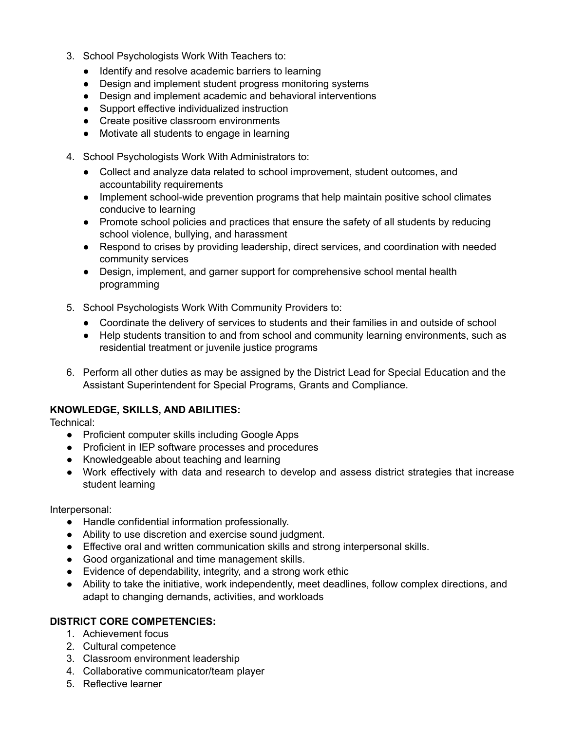3. School Psychologists Work With Teachers to:
    - Identify and resolve academic barriers to learning
    - Design and implement student progress monitoring systems
    - Design and implement academic and behavioral interventions
    - Support effective individualized instruction
    - Create positive classroom environments
    - Motivate all students to engage in learning

4. School Psychologists Work With Administrators to:
    - Collect and analyze data related to school improvement, student outcomes, and accountability requirements
    - Implement school-wide prevention programs that help maintain positive school climates conducive to learning
    - Promote school policies and practices that ensure the safety of all students by reducing school violence, bullying, and harassment
    - Respond to crises by providing leadership, direct services, and coordination with needed community services
    - Design, implement, and garner support for comprehensive school mental health programming

5. School Psychologists Work With Community Providers to:
    - Coordinate the delivery of services to students and their families in and outside of school
    - Help students transition to and from school and community learning environments, such as residential treatment or juvenile justice programs

6. Perform all other duties as may be assigned by the District Lead for Special Education and the Assistant Superintendent for Special Programs, Grants and Compliance.

**KNOWLEDGE, SKILLS, AND ABILITIES:**

Technical:

- Proficient computer skills including Google Apps
- Proficient in IEP software processes and procedures
- Knowledgeable about teaching and learning
- Work effectively with data and research to develop and assess district strategies that increase student learning

Interpersonal:

- Handle confidential information professionally.
- Ability to use discretion and exercise sound judgment.
- Effective oral and written communication skills and strong interpersonal skills.
- Good organizational and time management skills.
- Evidence of dependability, integrity, and a strong work ethic
- Ability to take the initiative, work independently, meet deadlines, follow complex directions, and adapt to changing demands, activities, and workloads

**DISTRICT CORE COMPETENCIES:**

1. Achievement focus
2. Cultural competence
3. Classroom environment leadership
4. Collaborative communicator/team player
5. Reflective learner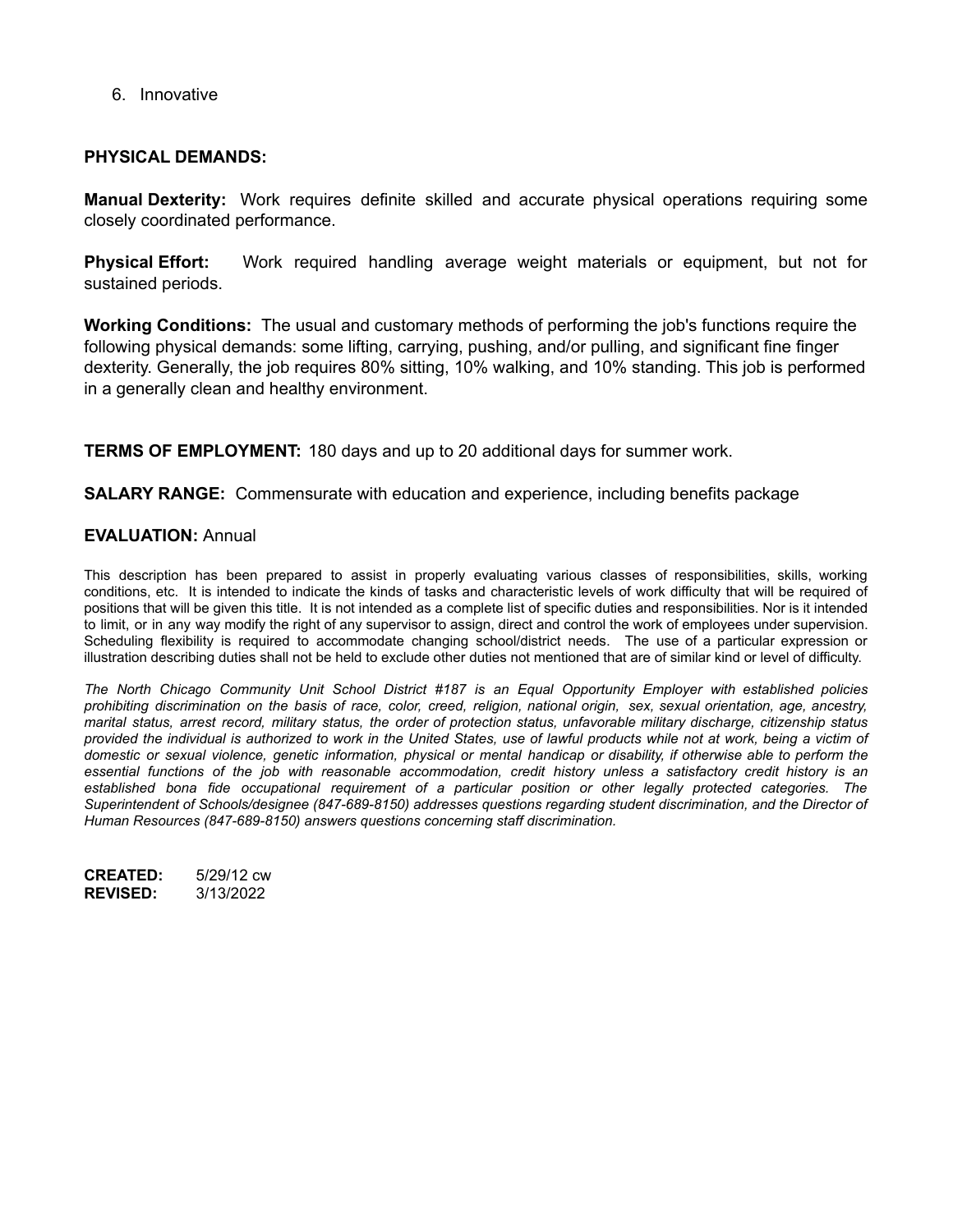6. Innovative

**PHYSICAL DEMANDS:**

**Manual Dexterity:** Work requires definite skilled and accurate physical operations requiring some closely coordinated performance.

**Physical Effort:** Work required handling average weight materials or equipment, but not for sustained periods.

**Working Conditions:** The usual and customary methods of performing the job's functions require the following physical demands: some lifting, carrying, pushing, and/or pulling, and significant fine finger dexterity. Generally, the job requires 80% sitting, 10% walking, and 10% standing. This job is performed in a generally clean and healthy environment.

**TERMS OF EMPLOYMENT:** 180 days and up to 20 additional days for summer work.

**SALARY RANGE:** Commensurate with education and experience, including benefits package

**EVALUATION:** Annual

This description has been prepared to assist in properly evaluating various classes of responsibilities, skills, working conditions, etc. It is intended to indicate the kinds of tasks and characteristic levels of work difficulty that will be required of positions that will be given this title. It is not intended as a complete list of specific duties and responsibilities. Nor is it intended to limit, or in any way modify the right of any supervisor to assign, direct and control the work of employees under supervision. Scheduling flexibility is required to accommodate changing school/district needs. The use of a particular expression or illustration describing duties shall not be held to exclude other duties not mentioned that are of similar kind or level of difficulty.

*The North Chicago Community Unit School District #187 is an Equal Opportunity Employer with established policies prohibiting discrimination on the basis of race, color, creed, religion, national origin, sex, sexual orientation, age, ancestry, marital status, arrest record, military status, the order of protection status, unfavorable military discharge, citizenship status provided the individual is authorized to work in the United States, use of lawful products while not at work, being a victim of domestic or sexual violence, genetic information, physical or mental handicap or disability, if otherwise able to perform the essential functions of the job with reasonable accommodation, credit history unless a satisfactory credit history is an established bona fide occupational requirement of a particular position or other legally protected categories. The Superintendent of Schools/designee (847-689-8150) addresses questions regarding student discrimination, and the Director of Human Resources (847-689-8150) answers questions concerning staff discrimination.*

**CREATED:** 5/29/12 cw
**REVISED:** 3/13/2022